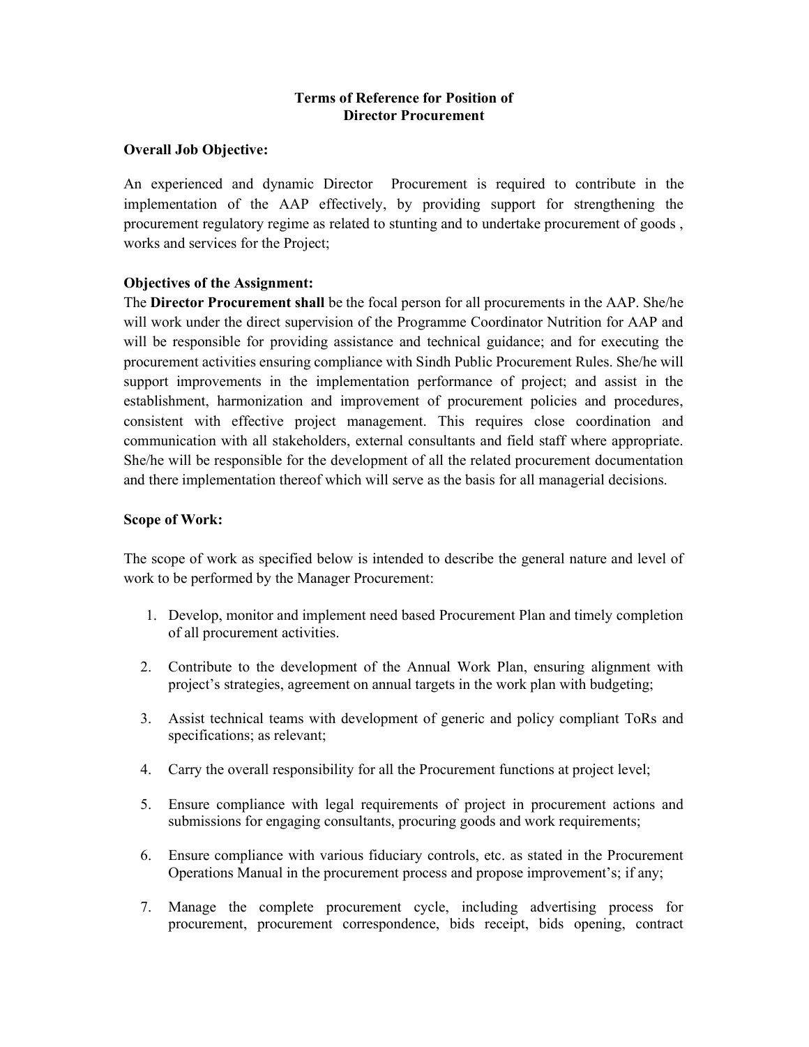# Terms of Reference for Position of Director Procurement

**Overall Job Objective:**

An experienced and dynamic Director Procurement is required to contribute in the implementation of the AAP effectively, by providing support for strengthening the procurement regulatory regime as related to stunting and to undertake procurement of goods , works and services for the Project;

**Objectives of the Assignment:**

The **Director Procurement shall** be the focal person for all procurements in the AAP. She/he will work under the direct supervision of the Programme Coordinator Nutrition for AAP and will be responsible for providing assistance and technical guidance; and for executing the procurement activities ensuring compliance with Sindh Public Procurement Rules. She/he will support improvements in the implementation performance of project; and assist in the establishment, harmonization and improvement of procurement policies and procedures, consistent with effective project management. This requires close coordination and communication with all stakeholders, external consultants and field staff where appropriate. She/he will be responsible for the development of all the related procurement documentation and there implementation thereof which will serve as the basis for all managerial decisions.

**Scope of Work:**

The scope of work as specified below is intended to describe the general nature and level of work to be performed by the Manager Procurement:

1. Develop, monitor and implement need based Procurement Plan and timely completion of all procurement activities.
2. Contribute to the development of the Annual Work Plan, ensuring alignment with project's strategies, agreement on annual targets in the work plan with budgeting;
3. Assist technical teams with development of generic and policy compliant ToRs and specifications; as relevant;
4. Carry the overall responsibility for all the Procurement functions at project level;
5. Ensure compliance with legal requirements of project in procurement actions and submissions for engaging consultants, procuring goods and work requirements;
6. Ensure compliance with various fiduciary controls, etc. as stated in the Procurement Operations Manual in the procurement process and propose improvement's; if any;
7. Manage the complete procurement cycle, including advertising process for procurement, procurement correspondence, bids receipt, bids opening, contract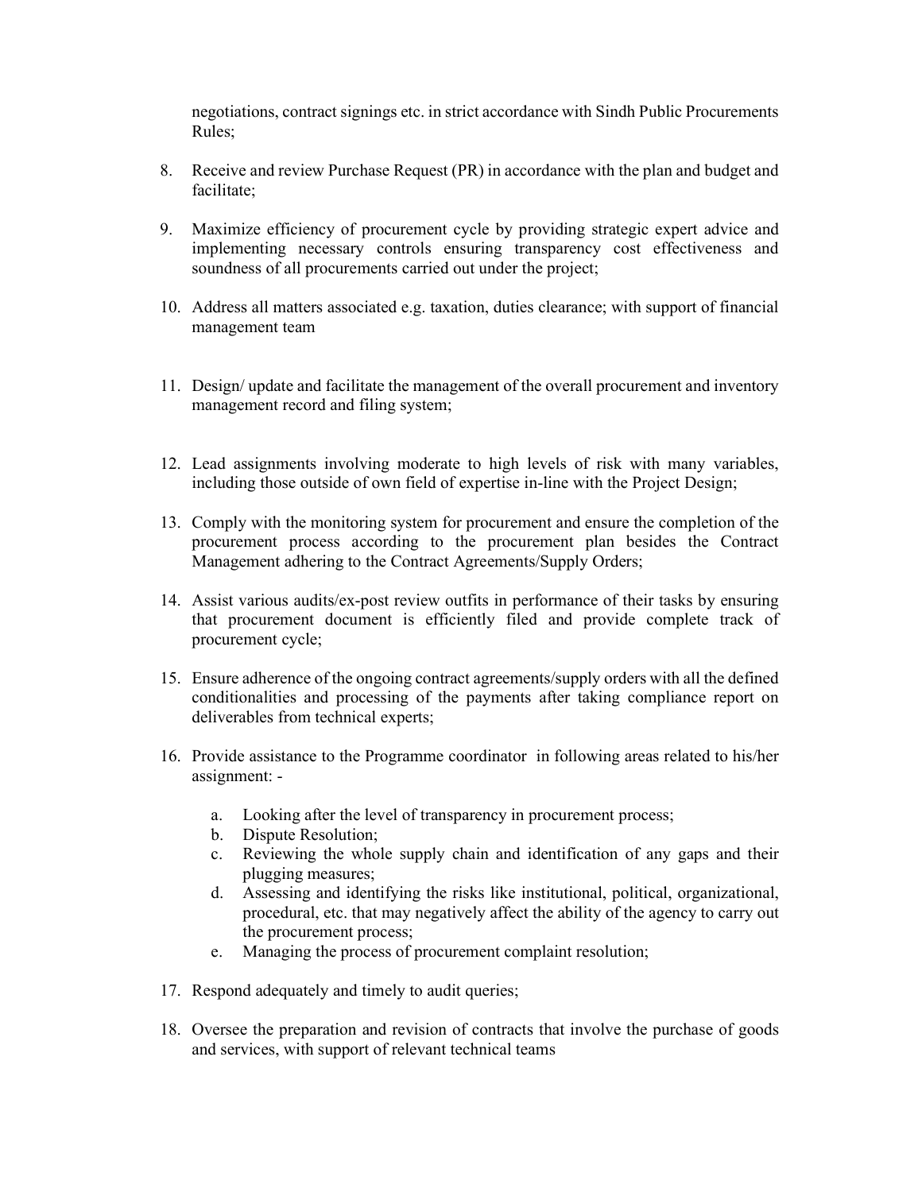negotiations, contract signings etc. in strict accordance with Sindh Public Procurements Rules;

8. Receive and review Purchase Request (PR) in accordance with the plan and budget and facilitate;

9. Maximize efficiency of procurement cycle by providing strategic expert advice and implementing necessary controls ensuring transparency cost effectiveness and soundness of all procurements carried out under the project;

10. Address all matters associated e.g. taxation, duties clearance; with support of financial management team

11. Design/ update and facilitate the management of the overall procurement and inventory management record and filing system;

12. Lead assignments involving moderate to high levels of risk with many variables, including those outside of own field of expertise in-line with the Project Design;

13. Comply with the monitoring system for procurement and ensure the completion of the procurement process according to the procurement plan besides the Contract Management adhering to the Contract Agreements/Supply Orders;

14. Assist various audits/ex-post review outfits in performance of their tasks by ensuring that procurement document is efficiently filed and provide complete track of procurement cycle;

15. Ensure adherence of the ongoing contract agreements/supply orders with all the defined conditionalities and processing of the payments after taking compliance report on deliverables from technical experts;

16. Provide assistance to the Programme coordinator in following areas related to his/her assignment: -

    a. Looking after the level of transparency in procurement process;
    b. Dispute Resolution;
    c. Reviewing the whole supply chain and identification of any gaps and their plugging measures;
    d. Assessing and identifying the risks like institutional, political, organizational, procedural, etc. that may negatively affect the ability of the agency to carry out the procurement process;
    e. Managing the process of procurement complaint resolution;

17. Respond adequately and timely to audit queries;

18. Oversee the preparation and revision of contracts that involve the purchase of goods and services, with support of relevant technical teams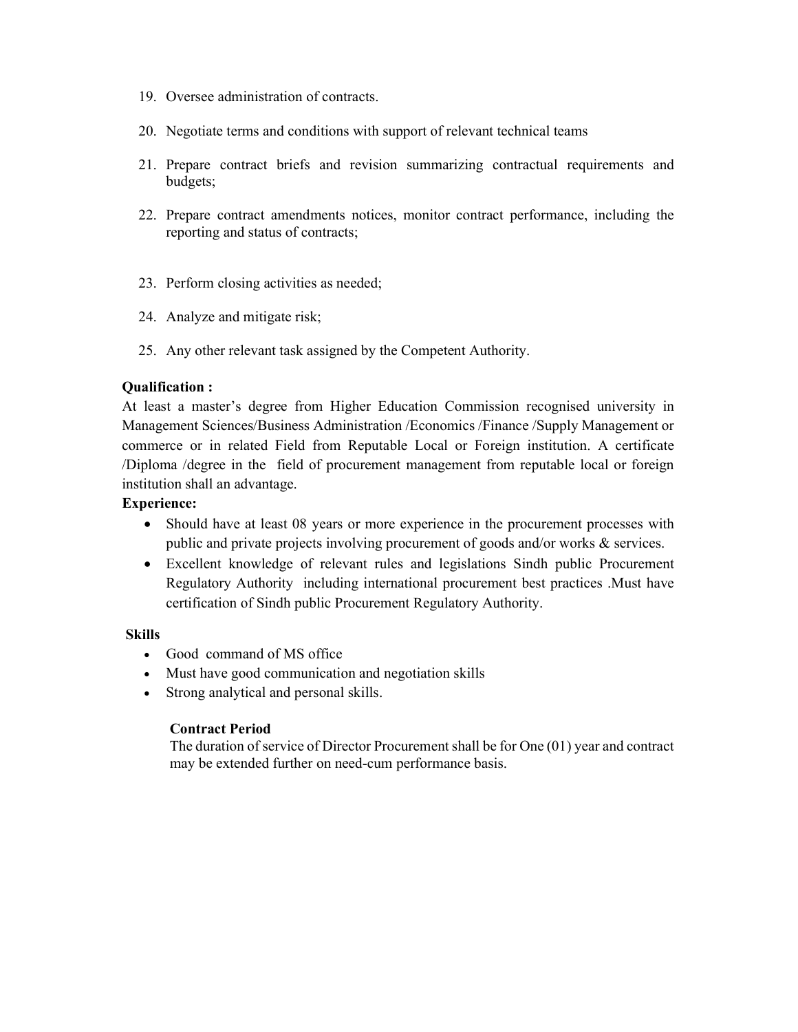19. Oversee administration of contracts.

20. Negotiate terms and conditions with support of relevant technical teams

21. Prepare contract briefs and revision summarizing contractual requirements and budgets;

22. Prepare contract amendments notices, monitor contract performance, including the reporting and status of contracts;

23. Perform closing activities as needed;

24. Analyze and mitigate risk;

25. Any other relevant task assigned by the Competent Authority.

**Qualification :**

At least a master's degree from Higher Education Commission recognised university in Management Sciences/Business Administration /Economics /Finance /Supply Management or commerce or in related Field from Reputable Local or Foreign institution. A certificate /Diploma /degree in the field of procurement management from reputable local or foreign institution shall an advantage.

**Experience:**

- Should have at least 08 years or more experience in the procurement processes with public and private projects involving procurement of goods and/or works & services.
- Excellent knowledge of relevant rules and legislations Sindh public Procurement Regulatory Authority including international procurement best practices .Must have certification of Sindh public Procurement Regulatory Authority.

**Skills**

- Good command of MS office
- Must have good communication and negotiation skills
- Strong analytical and personal skills.

**Contract Period**

The duration of service of Director Procurement shall be for One (01) year and contract may be extended further on need-cum performance basis.